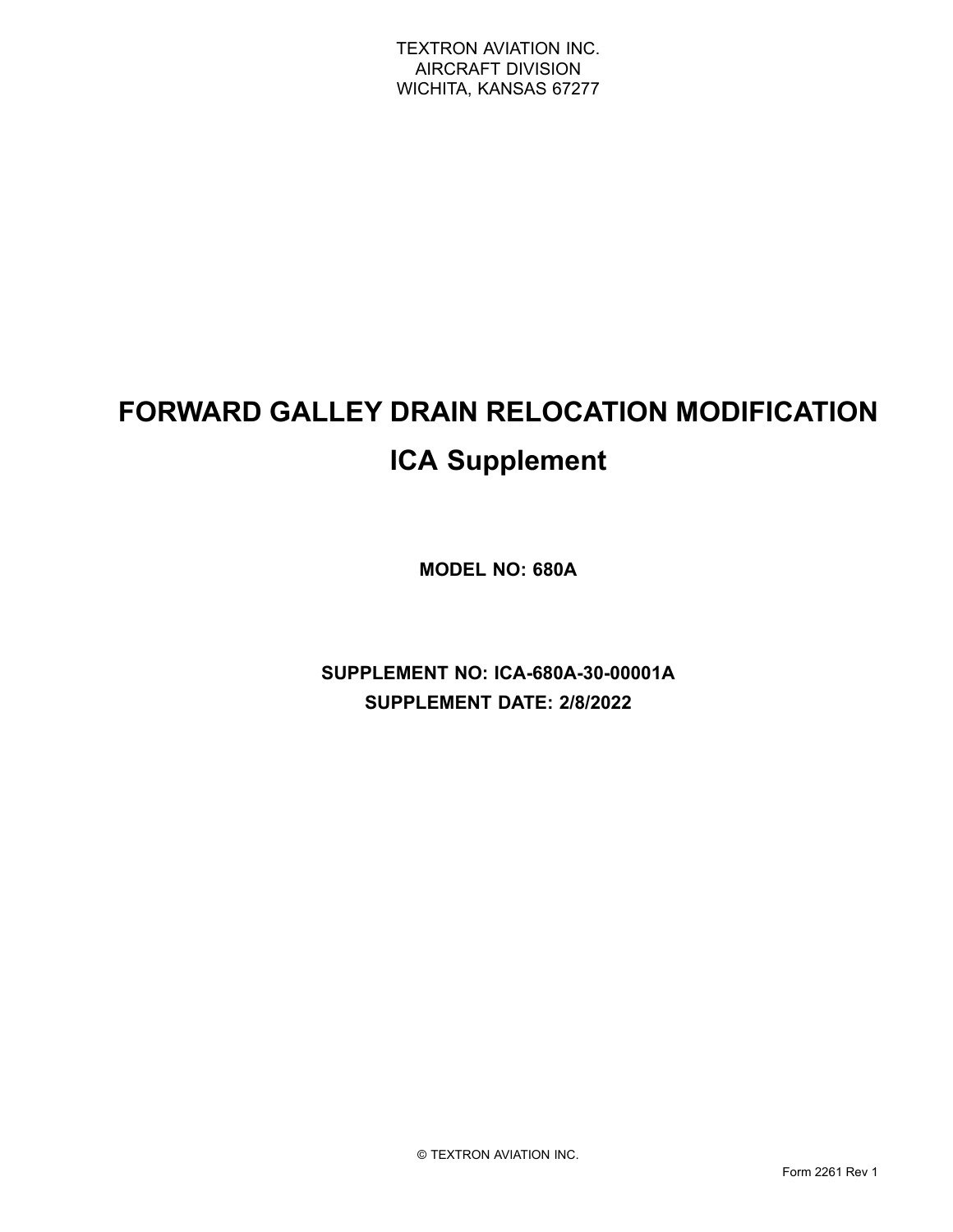TEXTRON AVIATION INC.
AIRCRAFT DIVISION
WICHITA, KANSAS 67277

# FORWARD GALLEY DRAIN RELOCATION MODIFICATION

# ICA Supplement

**MODEL NO: 680A**

**SUPPLEMENT NO: ICA-680A-30-00001A**

**SUPPLEMENT DATE: 2/8/2022**

© TEXTRON AVIATION INC.

Form 2261 Rev 1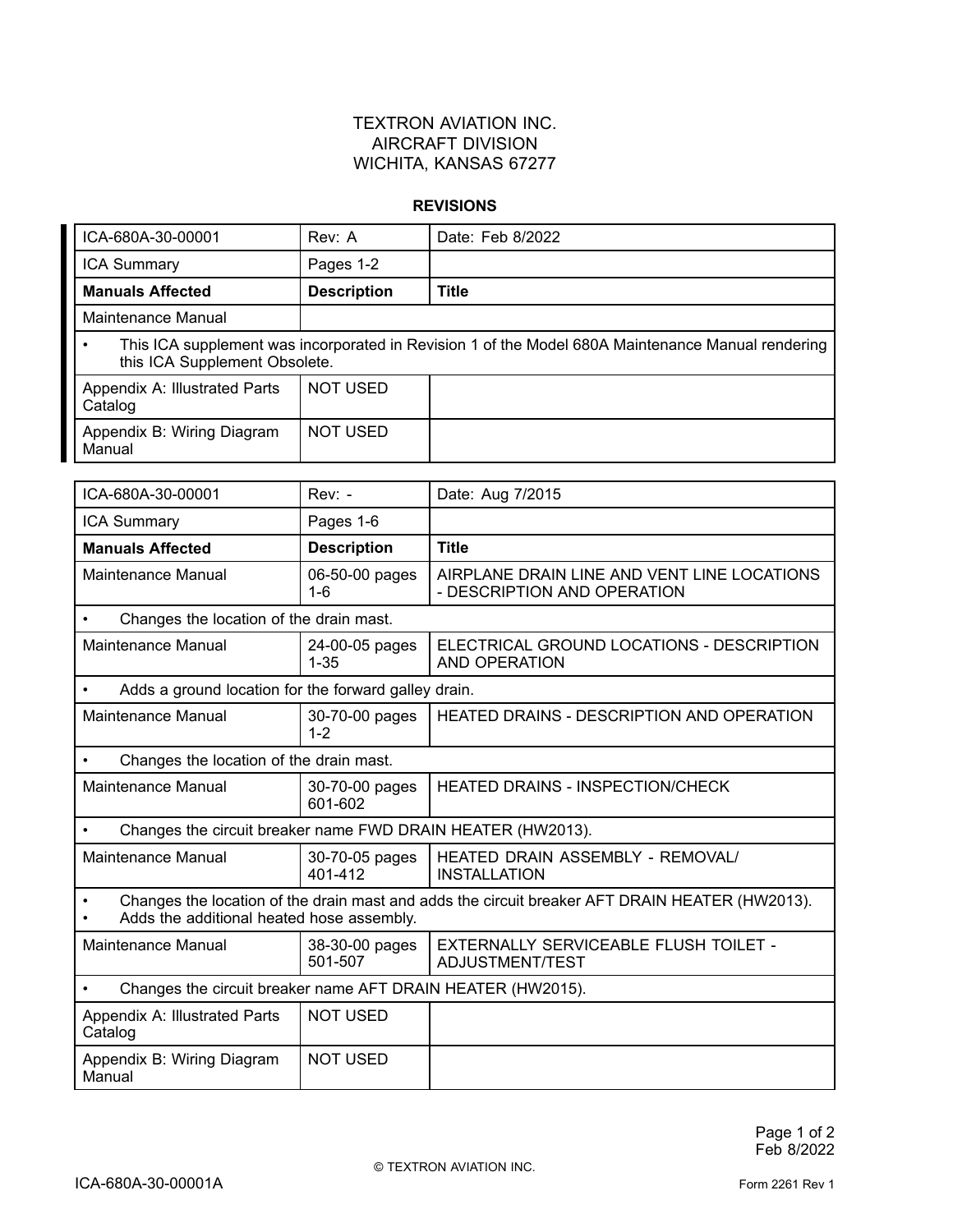TEXTRON AVIATION INC.
AIRCRAFT DIVISION
WICHITA, KANSAS 67277

## REVISIONS

| ICA-680A-30-00001 | Rev: A | Date: Feb 8/2022 |
|---|---|---|
| ICA Summary | Pages 1-2 | |
| **Manuals Affected** | **Description** | **Title** |
| Maintenance Manual | | |
| • This ICA supplement was incorporated in Revision 1 of the Model 680A Maintenance Manual rendering this ICA Supplement Obsolete. | | |
| Appendix A: Illustrated Parts Catalog | NOT USED | |
| Appendix B: Wiring Diagram Manual | NOT USED | |

| ICA-680A-30-00001 | Rev: - | Date: Aug 7/2015 |
|---|---|---|
| ICA Summary | Pages 1-6 | |
| **Manuals Affected** | **Description** | **Title** |
| Maintenance Manual | 06-50-00 pages 1-6 | AIRPLANE DRAIN LINE AND VENT LINE LOCATIONS - DESCRIPTION AND OPERATION |
| • Changes the location of the drain mast. | | |
| Maintenance Manual | 24-00-05 pages 1-35 | ELECTRICAL GROUND LOCATIONS - DESCRIPTION AND OPERATION |
| • Adds a ground location for the forward galley drain. | | |
| Maintenance Manual | 30-70-00 pages 1-2 | HEATED DRAINS - DESCRIPTION AND OPERATION |
| • Changes the location of the drain mast. | | |
| Maintenance Manual | 30-70-00 pages 601-602 | HEATED DRAINS - INSPECTION/CHECK |
| • Changes the circuit breaker name FWD DRAIN HEATER (HW2013). | | |
| Maintenance Manual | 30-70-05 pages 401-412 | HEATED DRAIN ASSEMBLY - REMOVAL/ INSTALLATION |
| • Changes the location of the drain mast and adds the circuit breaker AFT DRAIN HEATER (HW2013).<br>• Adds the additional heated hose assembly. | | |
| Maintenance Manual | 38-30-00 pages 501-507 | EXTERNALLY SERVICEABLE FLUSH TOILET - ADJUSTMENT/TEST |
| • Changes the circuit breaker name AFT DRAIN HEATER (HW2015). | | |
| Appendix A: Illustrated Parts Catalog | NOT USED | |
| Appendix B: Wiring Diagram Manual | NOT USED | |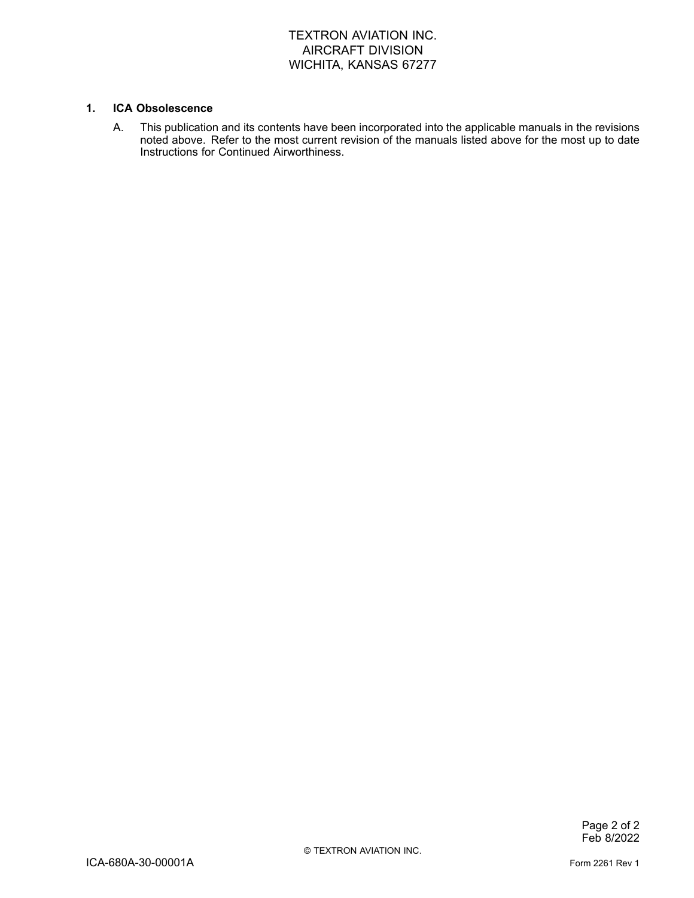## 1. ICA Obsolescence

A. This publication and its contents have been incorporated into the applicable manuals in the revisions noted above. Refer to the most current revision of the manuals listed above for the most up to date Instructions for Continued Airworthiness.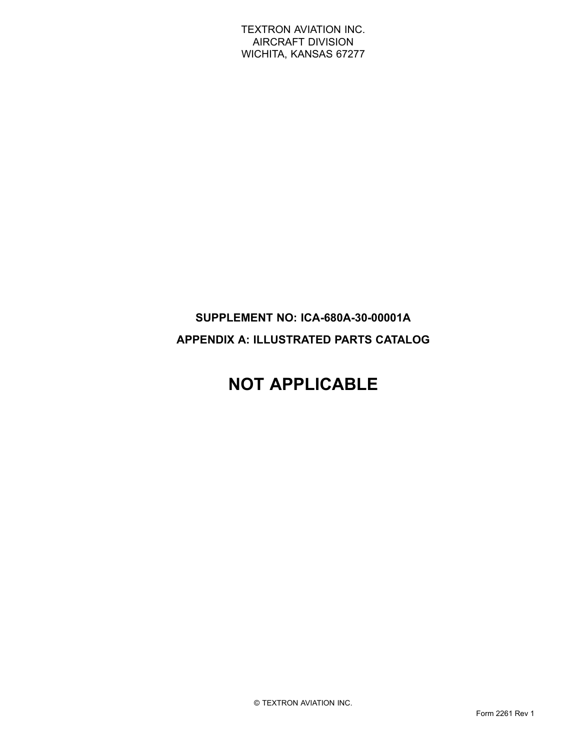TEXTRON AVIATION INC.
AIRCRAFT DIVISION
WICHITA, KANSAS 67277

**SUPPLEMENT NO: ICA-680A-30-00001A**

**APPENDIX A: ILLUSTRATED PARTS CATALOG**

# NOT APPLICABLE

© TEXTRON AVIATION INC.

Form 2261 Rev 1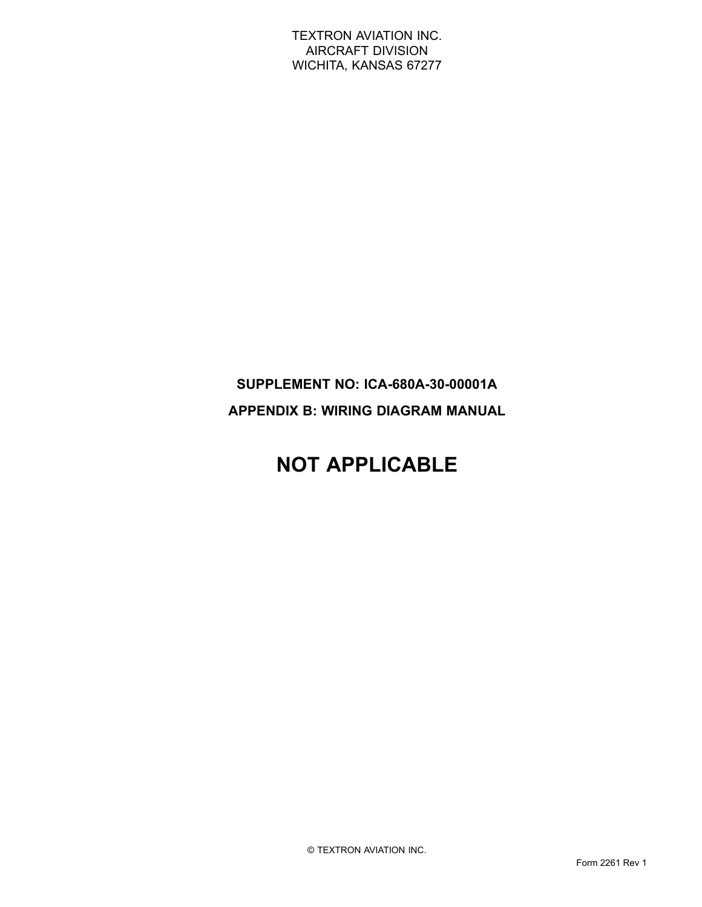TEXTRON AVIATION INC.
AIRCRAFT DIVISION
WICHITA, KANSAS 67277

**SUPPLEMENT NO: ICA-680A-30-00001A**

**APPENDIX B: WIRING DIAGRAM MANUAL**

# NOT APPLICABLE

© TEXTRON AVIATION INC.

Form 2261 Rev 1